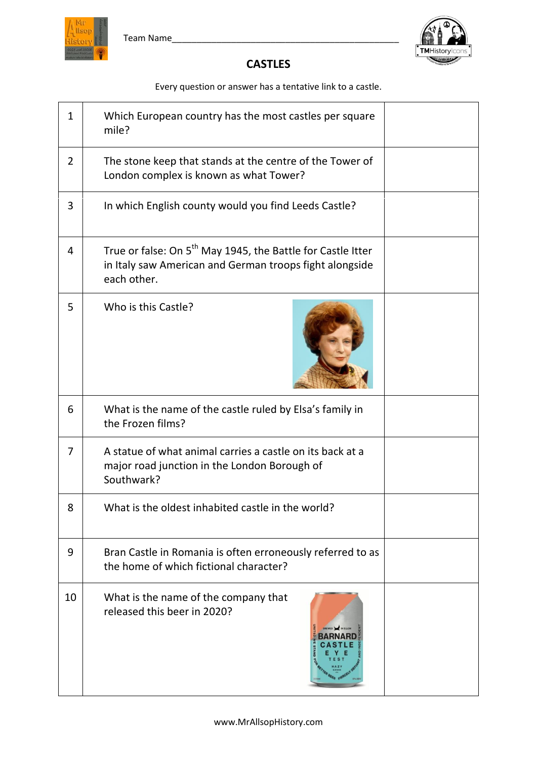Team Name\_\_\_\_\_\_\_\_\_\_\_\_\_\_\_\_\_\_\_\_\_\_\_\_\_\_\_\_\_\_\_\_\_\_\_\_\_\_\_\_\_\_\_\_\_\_

# CASTLES

Every question or answer has a tentative link to a castle.

| | | |
|---|---|---|
| 1 | Which European country has the most castles per square mile? | |
| 2 | The stone keep that stands at the centre of the Tower of London complex is known as what Tower? | |
| 3 | In which English county would you find Leeds Castle? | |
| 4 | True or false: On 5th May 1945, the Battle for Castle Itter in Italy saw American and German troops fight alongside each other. | |
| 5 | Who is this Castle? | |
| 6 | What is the name of the castle ruled by Elsa's family in the Frozen films? | |
| 7 | A statue of what animal carries a castle on its back at a major road junction in the London Borough of Southwark? | |
| 8 | What is the oldest inhabited castle in the world? | |
| 9 | Bran Castle in Romania is often erroneously referred to as the home of which fictional character? | |
| 10 | What is the name of the company that released this beer in 2020? | |

www.MrAllsopHistory.com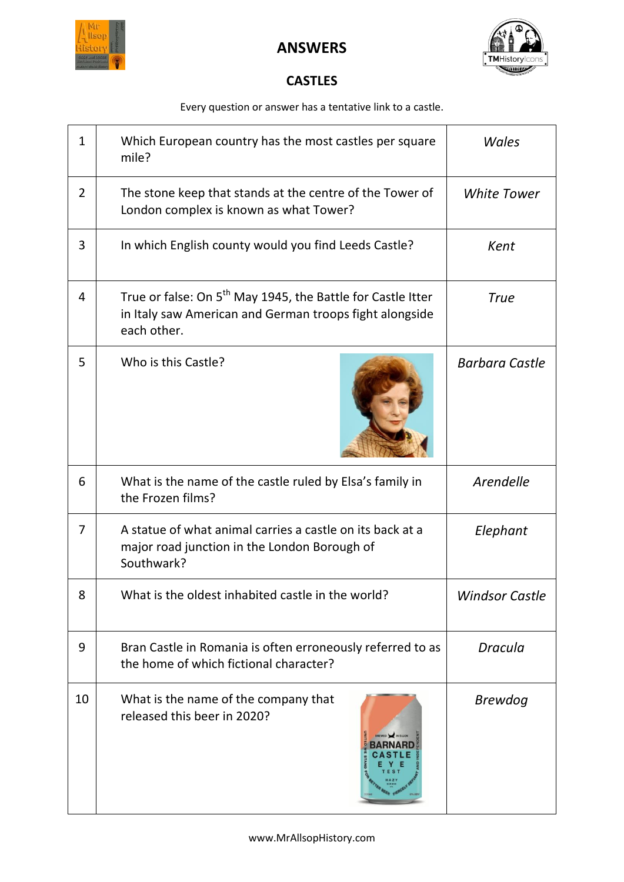# ANSWERS

## CASTLES

Every question or answer has a tentative link to a castle.

| | | |
|---|---|---|
| 1 | Which European country has the most castles per square mile? | *Wales* |
| 2 | The stone keep that stands at the centre of the Tower of London complex is known as what Tower? | *White Tower* |
| 3 | In which English county would you find Leeds Castle? | *Kent* |
| 4 | True or false: On 5th May 1945, the Battle for Castle Itter in Italy saw American and German troops fight alongside each other. | *True* |
| 5 | Who is this Castle? | *Barbara Castle* |
| 6 | What is the name of the castle ruled by Elsa's family in the Frozen films? | *Arendelle* |
| 7 | A statue of what animal carries a castle on its back at a major road junction in the London Borough of Southwark? | *Elephant* |
| 8 | What is the oldest inhabited castle in the world? | *Windsor Castle* |
| 9 | Bran Castle in Romania is often erroneously referred to as the home of which fictional character? | *Dracula* |
| 10 | What is the name of the company that released this beer in 2020? | *Brewdog* |

www.MrAllsopHistory.com